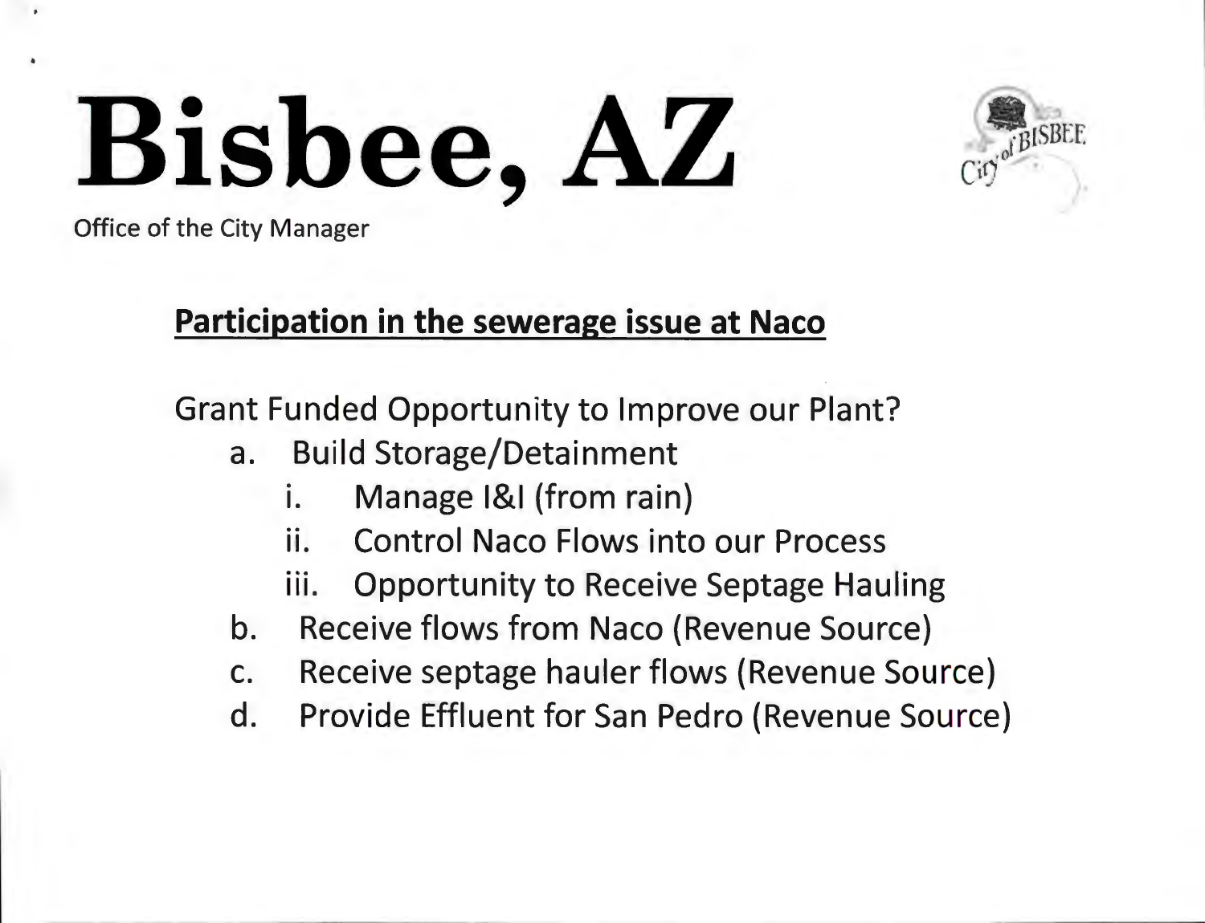# Bisbee, AZ

Office of the City Manager

## **Participation in the sewerage issue at Naco**

Grant Funded Opportunity to Improve our Plant?

a. Build Storage/Detainment
   i. Manage I&I (from rain)
   ii. Control Naco Flows into our Process
   iii. Opportunity to Receive Septage Hauling
b. Receive flows from Naco (Revenue Source)
c. Receive septage hauler flows (Revenue Source)
d. Provide Effluent for San Pedro (Revenue Source)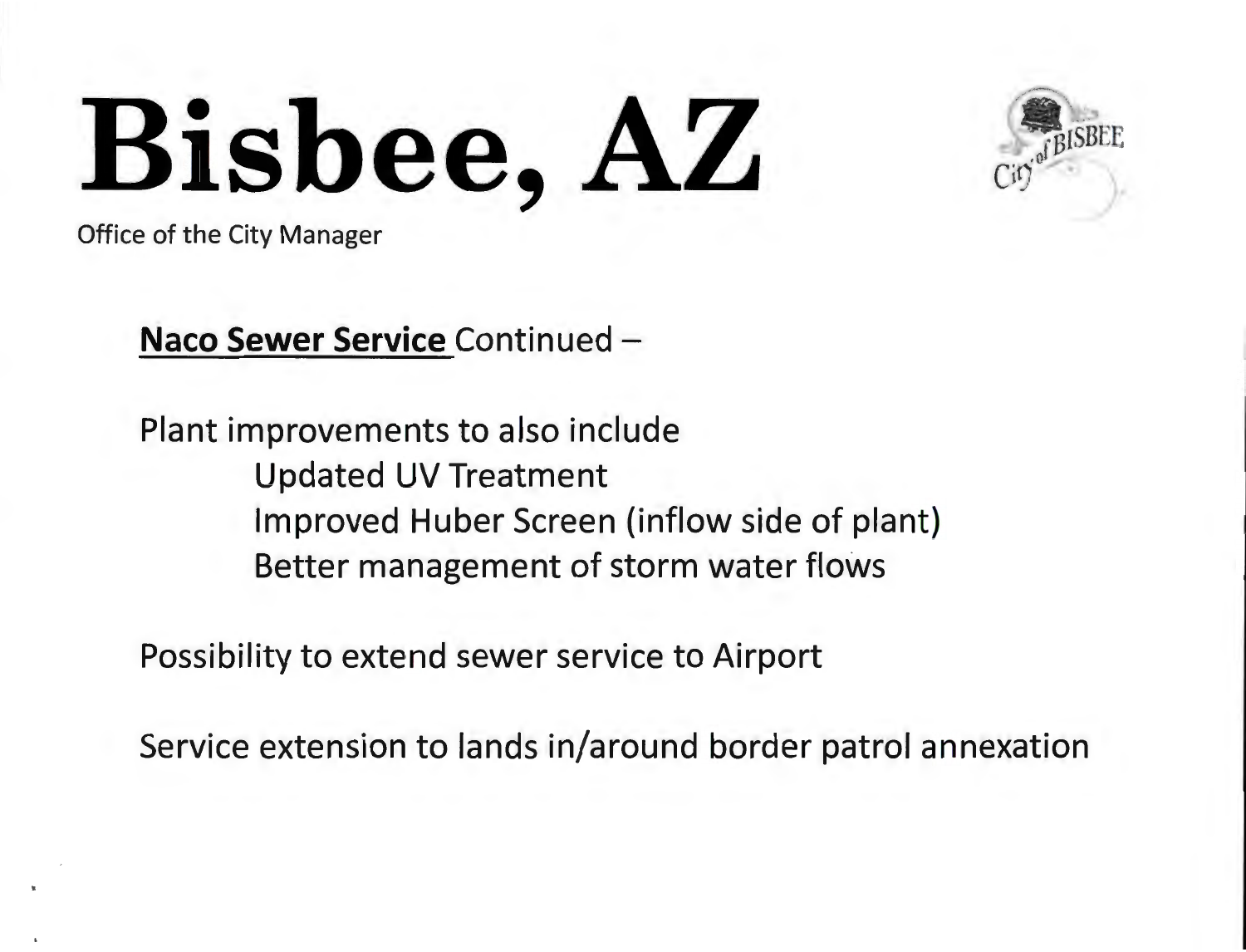# Bisbee, AZ

Office of the City Manager

**Naco Sewer Service** Continued –

Plant improvements to also include

- Updated UV Treatment
- Improved Huber Screen (inflow side of plant)
- Better management of storm water flows

Possibility to extend sewer service to Airport

Service extension to lands in/around border patrol annexation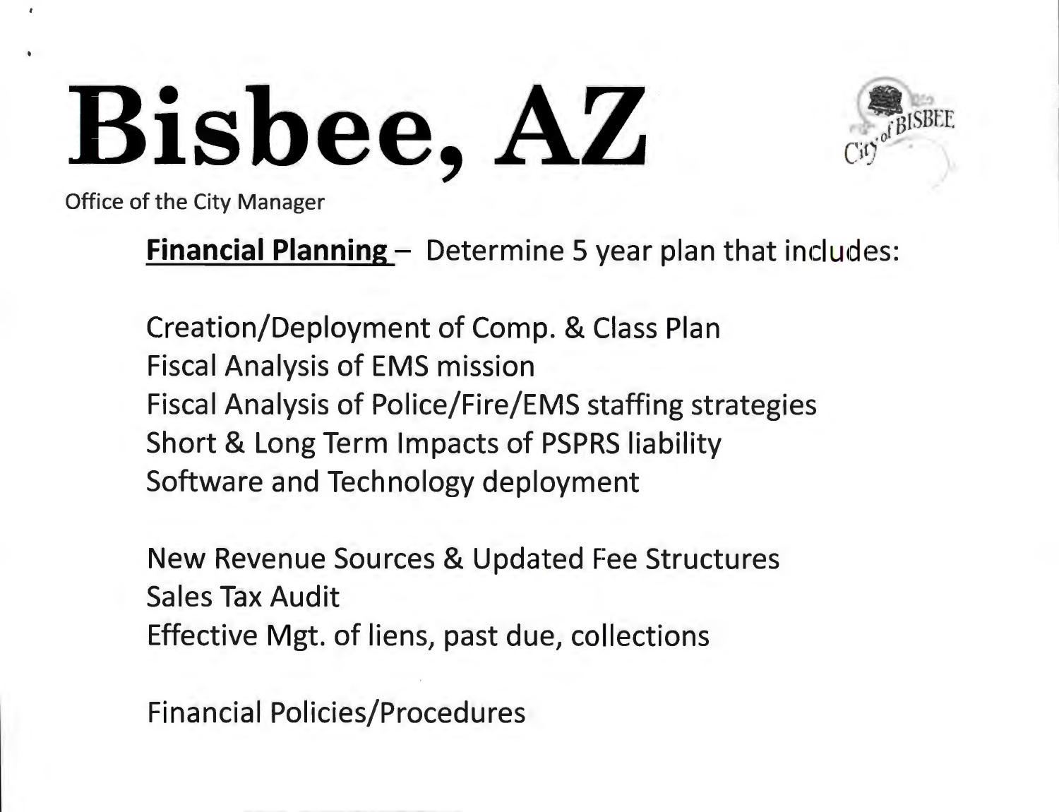# Bisbee, AZ

Office of the City Manager

**Financial Planning** – Determine 5 year plan that includes:

Creation/Deployment of Comp. & Class Plan
Fiscal Analysis of EMS mission
Fiscal Analysis of Police/Fire/EMS staffing strategies
Short & Long Term Impacts of PSPRS liability
Software and Technology deployment

New Revenue Sources & Updated Fee Structures
Sales Tax Audit
Effective Mgt. of liens, past due, collections

Financial Policies/Procedures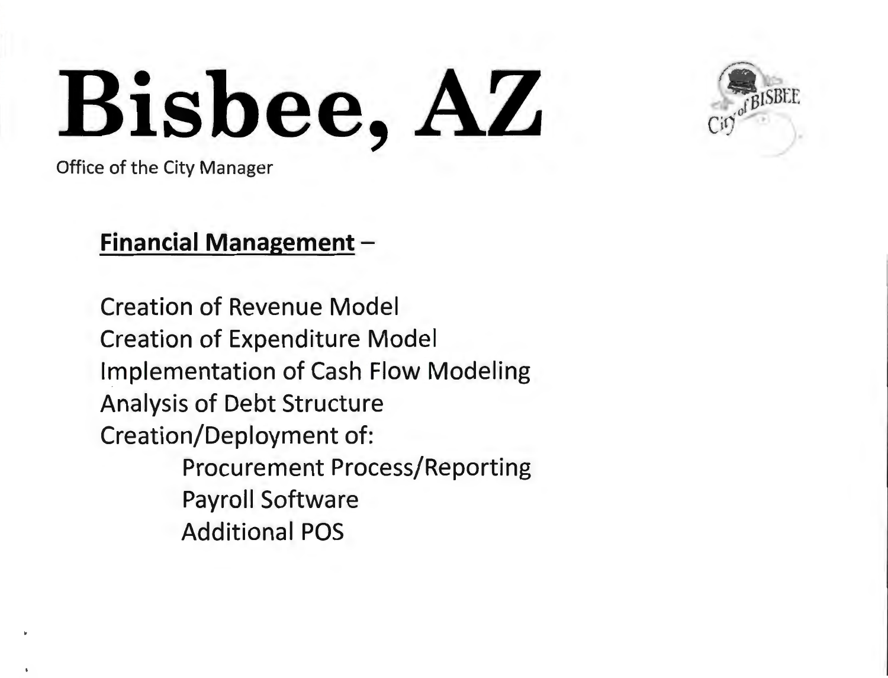# Bisbee, AZ

Office of the City Manager

## Financial Management –

- Creation of Revenue Model
- Creation of Expenditure Model
- Implementation of Cash Flow Modeling
- Analysis of Debt Structure
- Creation/Deployment of:
  - Procurement Process/Reporting
  - Payroll Software
  - Additional POS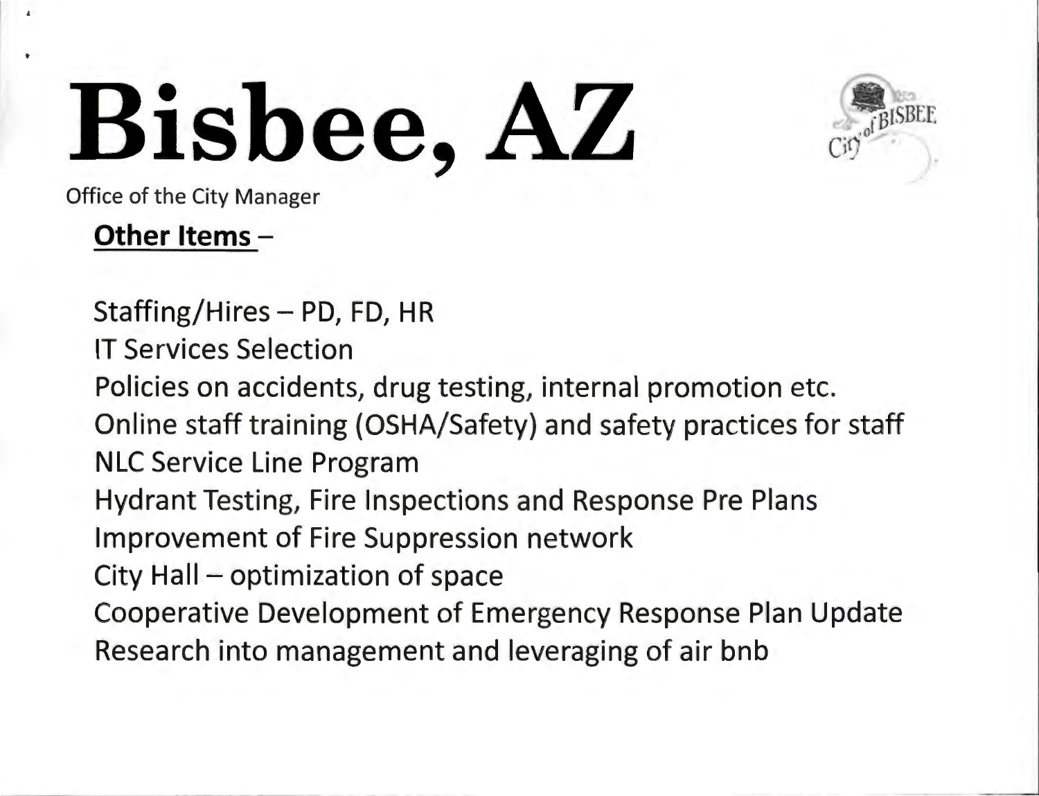# Bisbee, AZ

Office of the City Manager

**Other Items** –

Staffing/Hires – PD, FD, HR
IT Services Selection
Policies on accidents, drug testing, internal promotion etc.
Online staff training (OSHA/Safety) and safety practices for staff
NLC Service Line Program
Hydrant Testing, Fire Inspections and Response Pre Plans
Improvement of Fire Suppression network
City Hall – optimization of space
Cooperative Development of Emergency Response Plan Update
Research into management and leveraging of air bnb